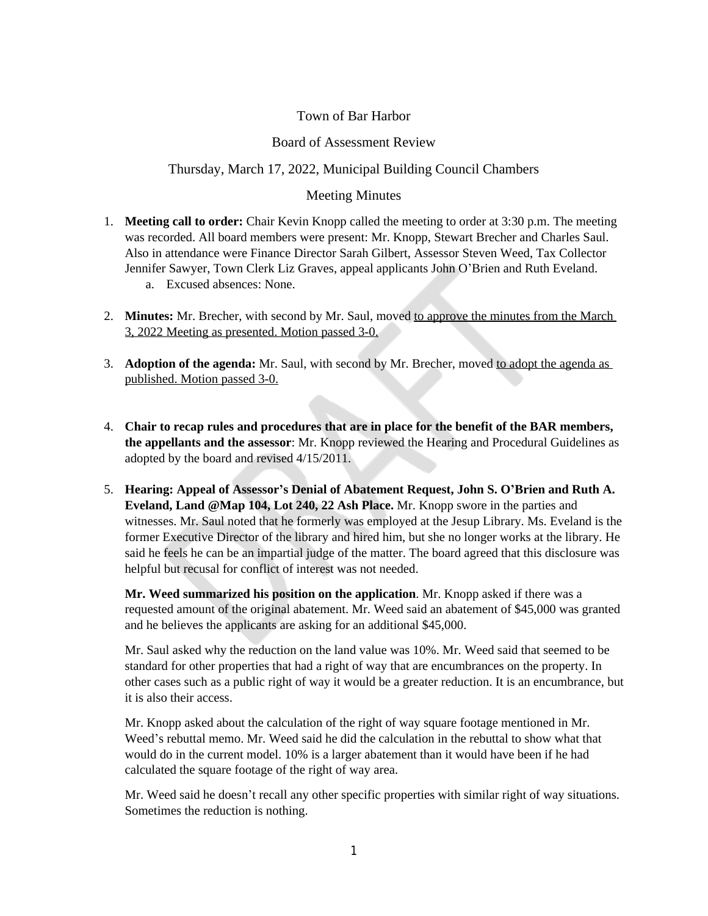Town of Bar Harbor

Board of Assessment Review

Thursday, March 17, 2022, Municipal Building Council Chambers

Meeting Minutes

1. **Meeting call to order:** Chair Kevin Knopp called the meeting to order at 3:30 p.m. The meeting was recorded. All board members were present: Mr. Knopp, Stewart Brecher and Charles Saul. Also in attendance were Finance Director Sarah Gilbert, Assessor Steven Weed, Tax Collector Jennifer Sawyer, Town Clerk Liz Graves, appeal applicants John O'Brien and Ruth Eveland.
    a. Excused absences: None.

2. **Minutes:** Mr. Brecher, with second by Mr. Saul, moved <u>to approve the minutes from the March 3, 2022 Meeting as presented. Motion passed 3-0.</u>

3. **Adoption of the agenda:** Mr. Saul, with second by Mr. Brecher, moved <u>to adopt the agenda as published. Motion passed 3-0.</u>

4. **Chair to recap rules and procedures that are in place for the benefit of the BAR members, the appellants and the assessor**: Mr. Knopp reviewed the Hearing and Procedural Guidelines as adopted by the board and revised 4/15/2011.

5. **Hearing: Appeal of Assessor's Denial of Abatement Request, John S. O'Brien and Ruth A. Eveland, Land @Map 104, Lot 240, 22 Ash Place.** Mr. Knopp swore in the parties and witnesses. Mr. Saul noted that he formerly was employed at the Jesup Library. Ms. Eveland is the former Executive Director of the library and hired him, but she no longer works at the library. He said he feels he can be an impartial judge of the matter. The board agreed that this disclosure was helpful but recusal for conflict of interest was not needed.

   **Mr. Weed summarized his position on the application**. Mr. Knopp asked if there was a requested amount of the original abatement. Mr. Weed said an abatement of $45,000 was granted and he believes the applicants are asking for an additional $45,000.

   Mr. Saul asked why the reduction on the land value was 10%. Mr. Weed said that seemed to be standard for other properties that had a right of way that are encumbrances on the property. In other cases such as a public right of way it would be a greater reduction. It is an encumbrance, but it is also their access.

   Mr. Knopp asked about the calculation of the right of way square footage mentioned in Mr. Weed's rebuttal memo. Mr. Weed said he did the calculation in the rebuttal to show what that would do in the current model. 10% is a larger abatement than it would have been if he had calculated the square footage of the right of way area.

   Mr. Weed said he doesn't recall any other specific properties with similar right of way situations. Sometimes the reduction is nothing.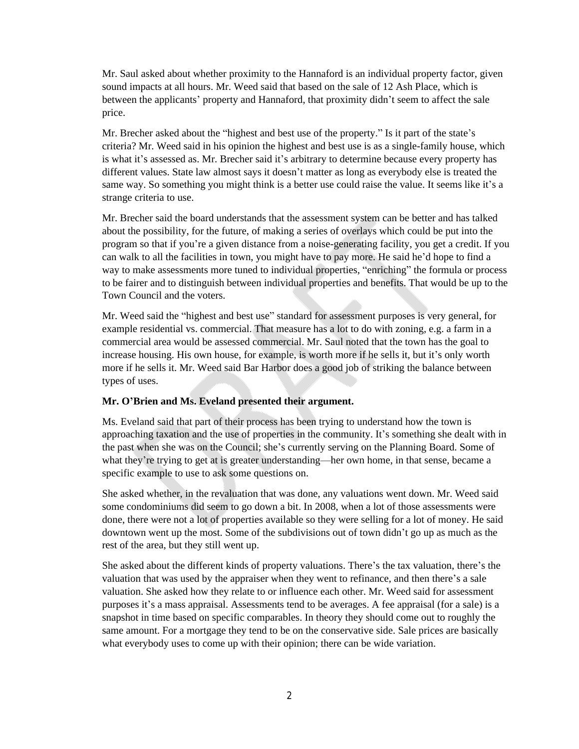Mr. Saul asked about whether proximity to the Hannaford is an individual property factor, given sound impacts at all hours. Mr. Weed said that based on the sale of 12 Ash Place, which is between the applicants' property and Hannaford, that proximity didn't seem to affect the sale price.

Mr. Brecher asked about the "highest and best use of the property." Is it part of the state's criteria? Mr. Weed said in his opinion the highest and best use is as a single-family house, which is what it's assessed as. Mr. Brecher said it's arbitrary to determine because every property has different values. State law almost says it doesn't matter as long as everybody else is treated the same way. So something you might think is a better use could raise the value. It seems like it's a strange criteria to use.

Mr. Brecher said the board understands that the assessment system can be better and has talked about the possibility, for the future, of making a series of overlays which could be put into the program so that if you're a given distance from a noise-generating facility, you get a credit. If you can walk to all the facilities in town, you might have to pay more. He said he'd hope to find a way to make assessments more tuned to individual properties, "enriching" the formula or process to be fairer and to distinguish between individual properties and benefits. That would be up to the Town Council and the voters.

Mr. Weed said the "highest and best use" standard for assessment purposes is very general, for example residential vs. commercial. That measure has a lot to do with zoning, e.g. a farm in a commercial area would be assessed commercial. Mr. Saul noted that the town has the goal to increase housing. His own house, for example, is worth more if he sells it, but it's only worth more if he sells it. Mr. Weed said Bar Harbor does a good job of striking the balance between types of uses.

**Mr. O'Brien and Ms. Eveland presented their argument.**

Ms. Eveland said that part of their process has been trying to understand how the town is approaching taxation and the use of properties in the community. It's something she dealt with in the past when she was on the Council; she's currently serving on the Planning Board. Some of what they're trying to get at is greater understanding—her own home, in that sense, became a specific example to use to ask some questions on.

She asked whether, in the revaluation that was done, any valuations went down. Mr. Weed said some condominiums did seem to go down a bit. In 2008, when a lot of those assessments were done, there were not a lot of properties available so they were selling for a lot of money. He said downtown went up the most. Some of the subdivisions out of town didn't go up as much as the rest of the area, but they still went up.

She asked about the different kinds of property valuations. There's the tax valuation, there's the valuation that was used by the appraiser when they went to refinance, and then there's a sale valuation. She asked how they relate to or influence each other. Mr. Weed said for assessment purposes it's a mass appraisal. Assessments tend to be averages. A fee appraisal (for a sale) is a snapshot in time based on specific comparables. In theory they should come out to roughly the same amount. For a mortgage they tend to be on the conservative side. Sale prices are basically what everybody uses to come up with their opinion; there can be wide variation.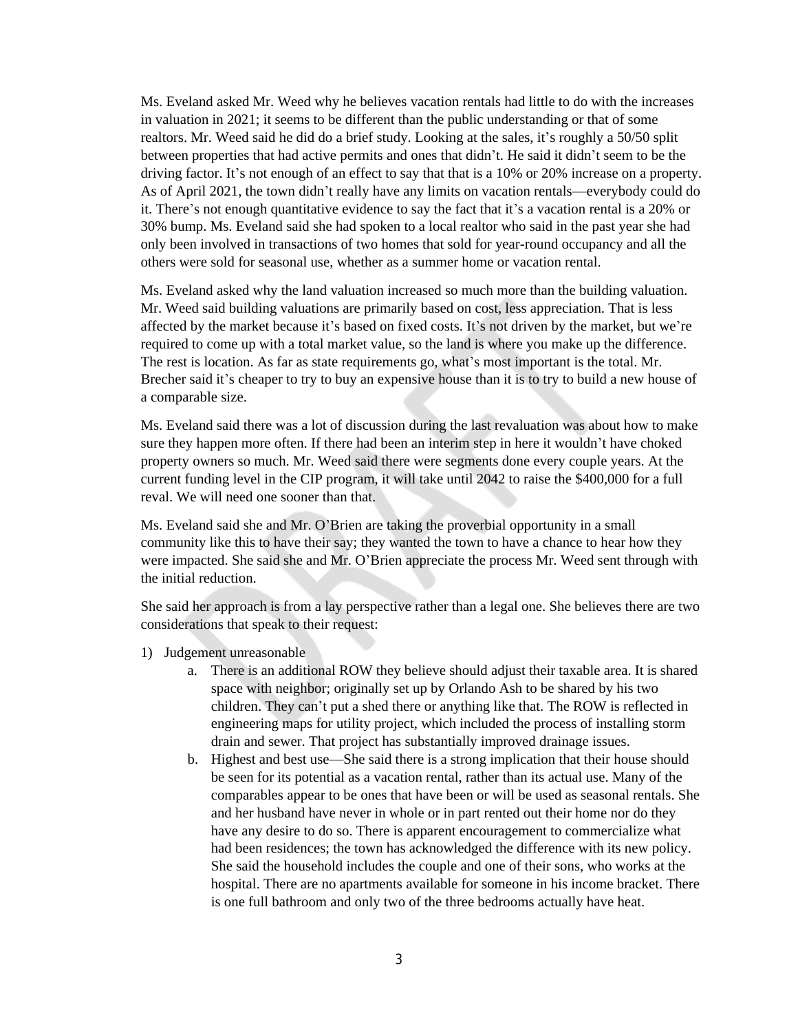Ms. Eveland asked Mr. Weed why he believes vacation rentals had little to do with the increases in valuation in 2021; it seems to be different than the public understanding or that of some realtors. Mr. Weed said he did do a brief study. Looking at the sales, it's roughly a 50/50 split between properties that had active permits and ones that didn't. He said it didn't seem to be the driving factor. It's not enough of an effect to say that that is a 10% or 20% increase on a property. As of April 2021, the town didn't really have any limits on vacation rentals—everybody could do it. There's not enough quantitative evidence to say the fact that it's a vacation rental is a 20% or 30% bump. Ms. Eveland said she had spoken to a local realtor who said in the past year she had only been involved in transactions of two homes that sold for year-round occupancy and all the others were sold for seasonal use, whether as a summer home or vacation rental.

Ms. Eveland asked why the land valuation increased so much more than the building valuation. Mr. Weed said building valuations are primarily based on cost, less appreciation. That is less affected by the market because it's based on fixed costs. It's not driven by the market, but we're required to come up with a total market value, so the land is where you make up the difference. The rest is location. As far as state requirements go, what's most important is the total. Mr. Brecher said it's cheaper to try to buy an expensive house than it is to try to build a new house of a comparable size.

Ms. Eveland said there was a lot of discussion during the last revaluation was about how to make sure they happen more often. If there had been an interim step in here it wouldn't have choked property owners so much. Mr. Weed said there were segments done every couple years. At the current funding level in the CIP program, it will take until 2042 to raise the $400,000 for a full reval. We will need one sooner than that.

Ms. Eveland said she and Mr. O'Brien are taking the proverbial opportunity in a small community like this to have their say; they wanted the town to have a chance to hear how they were impacted. She said she and Mr. O'Brien appreciate the process Mr. Weed sent through with the initial reduction.

She said her approach is from a lay perspective rather than a legal one. She believes there are two considerations that speak to their request:

1) Judgement unreasonable
    a. There is an additional ROW they believe should adjust their taxable area. It is shared space with neighbor; originally set up by Orlando Ash to be shared by his two children. They can't put a shed there or anything like that. The ROW is reflected in engineering maps for utility project, which included the process of installing storm drain and sewer. That project has substantially improved drainage issues.
    b. Highest and best use—She said there is a strong implication that their house should be seen for its potential as a vacation rental, rather than its actual use. Many of the comparables appear to be ones that have been or will be used as seasonal rentals. She and her husband have never in whole or in part rented out their home nor do they have any desire to do so. There is apparent encouragement to commercialize what had been residences; the town has acknowledged the difference with its new policy. She said the household includes the couple and one of their sons, who works at the hospital. There are no apartments available for someone in his income bracket. There is one full bathroom and only two of the three bedrooms actually have heat.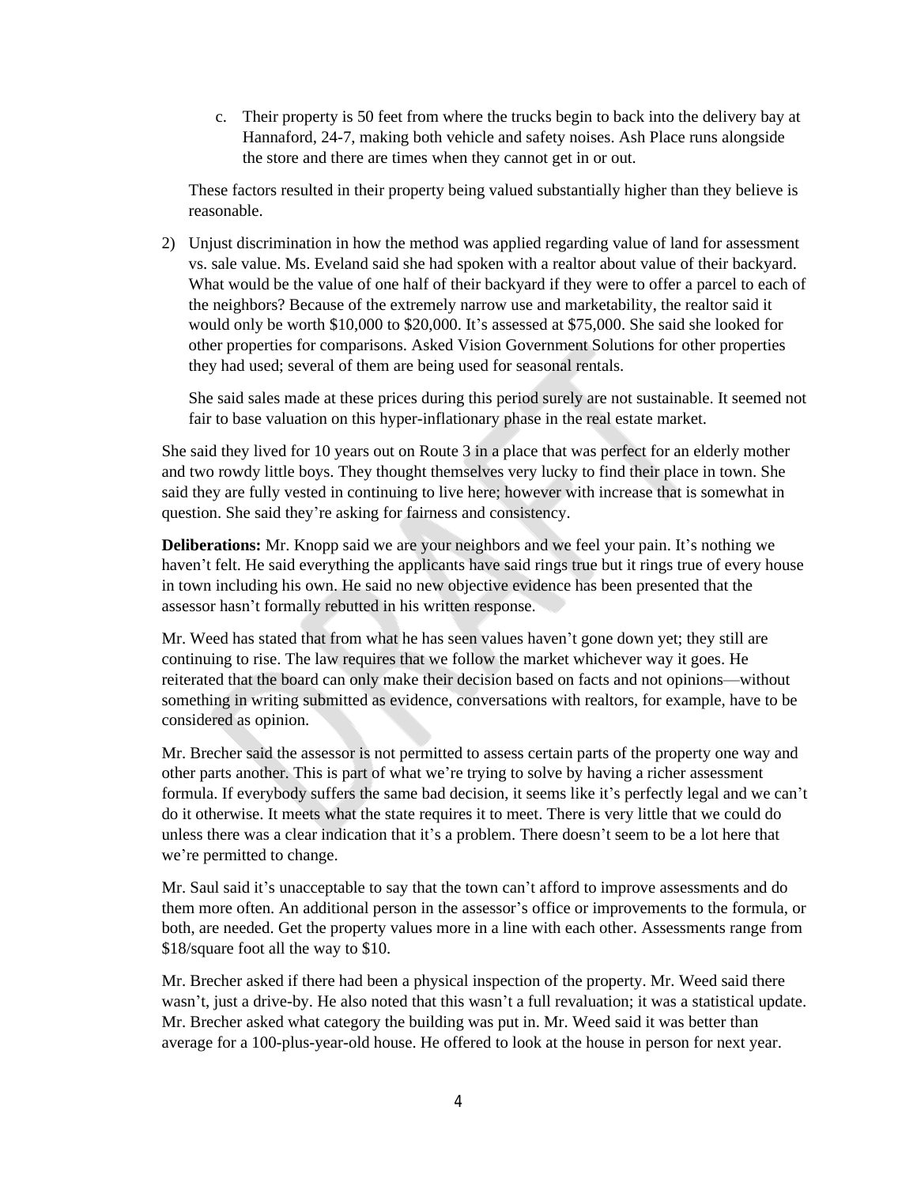c. Their property is 50 feet from where the trucks begin to back into the delivery bay at Hannaford, 24-7, making both vehicle and safety noises. Ash Place runs alongside the store and there are times when they cannot get in or out.

These factors resulted in their property being valued substantially higher than they believe is reasonable.

2) Unjust discrimination in how the method was applied regarding value of land for assessment vs. sale value. Ms. Eveland said she had spoken with a realtor about value of their backyard. What would be the value of one half of their backyard if they were to offer a parcel to each of the neighbors? Because of the extremely narrow use and marketability, the realtor said it would only be worth $10,000 to $20,000. It's assessed at $75,000. She said she looked for other properties for comparisons. Asked Vision Government Solutions for other properties they had used; several of them are being used for seasonal rentals.

   She said sales made at these prices during this period surely are not sustainable. It seemed not fair to base valuation on this hyper-inflationary phase in the real estate market.

She said they lived for 10 years out on Route 3 in a place that was perfect for an elderly mother and two rowdy little boys. They thought themselves very lucky to find their place in town. She said they are fully vested in continuing to live here; however with increase that is somewhat in question. She said they're asking for fairness and consistency.

**Deliberations:** Mr. Knopp said we are your neighbors and we feel your pain. It's nothing we haven't felt. He said everything the applicants have said rings true but it rings true of every house in town including his own. He said no new objective evidence has been presented that the assessor hasn't formally rebutted in his written response.

Mr. Weed has stated that from what he has seen values haven't gone down yet; they still are continuing to rise. The law requires that we follow the market whichever way it goes. He reiterated that the board can only make their decision based on facts and not opinions—without something in writing submitted as evidence, conversations with realtors, for example, have to be considered as opinion.

Mr. Brecher said the assessor is not permitted to assess certain parts of the property one way and other parts another. This is part of what we're trying to solve by having a richer assessment formula. If everybody suffers the same bad decision, it seems like it's perfectly legal and we can't do it otherwise. It meets what the state requires it to meet. There is very little that we could do unless there was a clear indication that it's a problem. There doesn't seem to be a lot here that we're permitted to change.

Mr. Saul said it's unacceptable to say that the town can't afford to improve assessments and do them more often. An additional person in the assessor's office or improvements to the formula, or both, are needed. Get the property values more in a line with each other. Assessments range from $18/square foot all the way to $10.

Mr. Brecher asked if there had been a physical inspection of the property. Mr. Weed said there wasn't, just a drive-by. He also noted that this wasn't a full revaluation; it was a statistical update. Mr. Brecher asked what category the building was put in. Mr. Weed said it was better than average for a 100-plus-year-old house. He offered to look at the house in person for next year.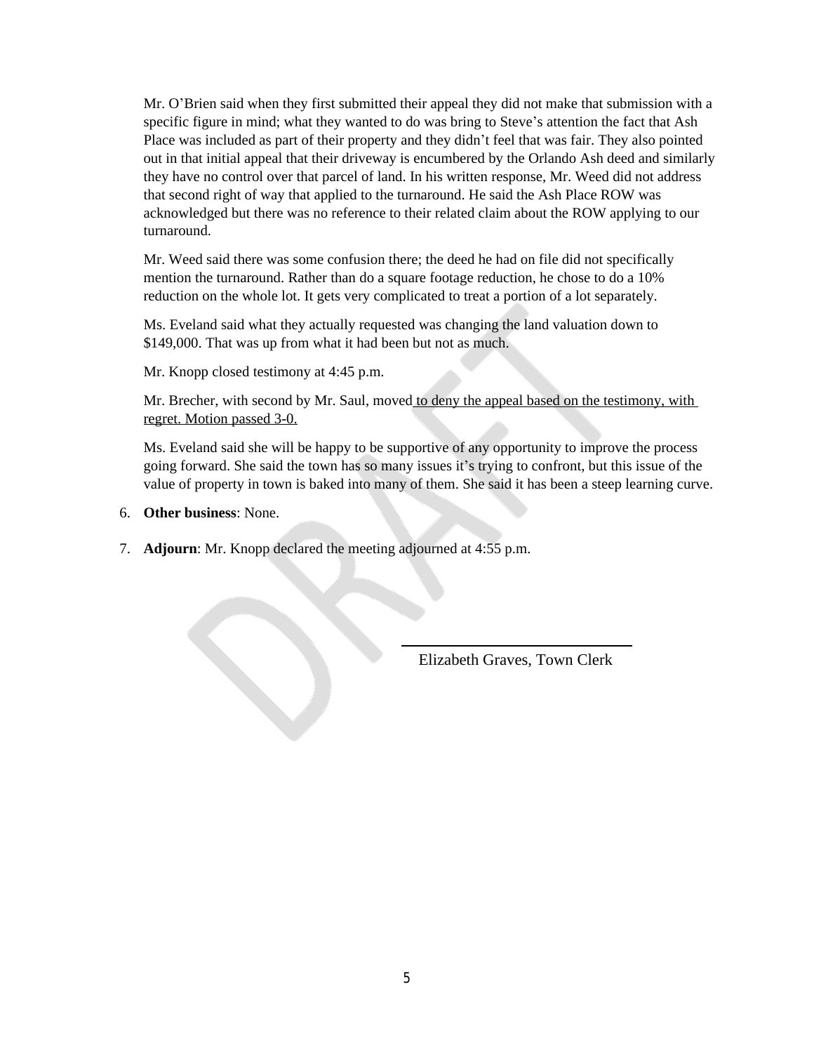Mr. O'Brien said when they first submitted their appeal they did not make that submission with a specific figure in mind; what they wanted to do was bring to Steve's attention the fact that Ash Place was included as part of their property and they didn't feel that was fair. They also pointed out in that initial appeal that their driveway is encumbered by the Orlando Ash deed and similarly they have no control over that parcel of land. In his written response, Mr. Weed did not address that second right of way that applied to the turnaround. He said the Ash Place ROW was acknowledged but there was no reference to their related claim about the ROW applying to our turnaround.

Mr. Weed said there was some confusion there; the deed he had on file did not specifically mention the turnaround. Rather than do a square footage reduction, he chose to do a 10% reduction on the whole lot. It gets very complicated to treat a portion of a lot separately.

Ms. Eveland said what they actually requested was changing the land valuation down to $149,000. That was up from what it had been but not as much.

Mr. Knopp closed testimony at 4:45 p.m.

Mr. Brecher, with second by Mr. Saul, moved to deny the appeal based on the testimony, with regret. Motion passed 3-0.

Ms. Eveland said she will be happy to be supportive of any opportunity to improve the process going forward. She said the town has so many issues it's trying to confront, but this issue of the value of property in town is baked into many of them. She said it has been a steep learning curve.

6. **Other business**: None.

7. **Adjourn**: Mr. Knopp declared the meeting adjourned at 4:55 p.m.

Elizabeth Graves, Town Clerk